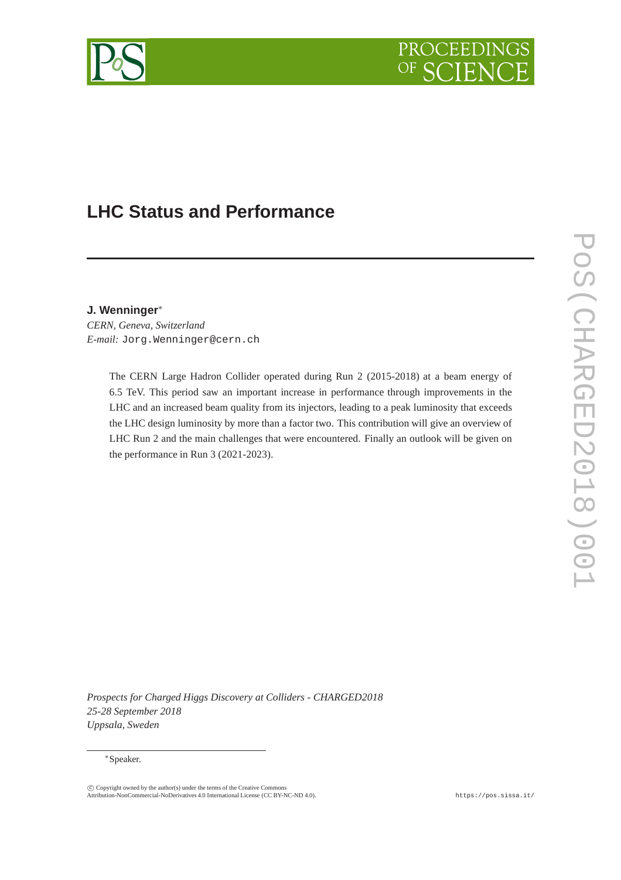# LHC Status and Performance

**J. Wenninger***

*CERN, Geneva, Switzerland*

*E-mail:* Jorg.Wenninger@cern.ch

The CERN Large Hadron Collider operated during Run 2 (2015-2018) at a beam energy of 6.5 TeV. This period saw an important increase in performance through improvements in the LHC and an increased beam quality from its injectors, leading to a peak luminosity that exceeds the LHC design luminosity by more than a factor two. This contribution will give an overview of LHC Run 2 and the main challenges that were encountered. Finally an outlook will be given on the performance in Run 3 (2021-2023).

*Prospects for Charged Higgs Discovery at Colliders - CHARGED2018*
*25-28 September 2018*
*Uppsala, Sweden*

*Speaker.

© Copyright owned by the author(s) under the terms of the Creative Commons Attribution-NonCommercial-NoDerivatives 4.0 International License (CC BY-NC-ND 4.0).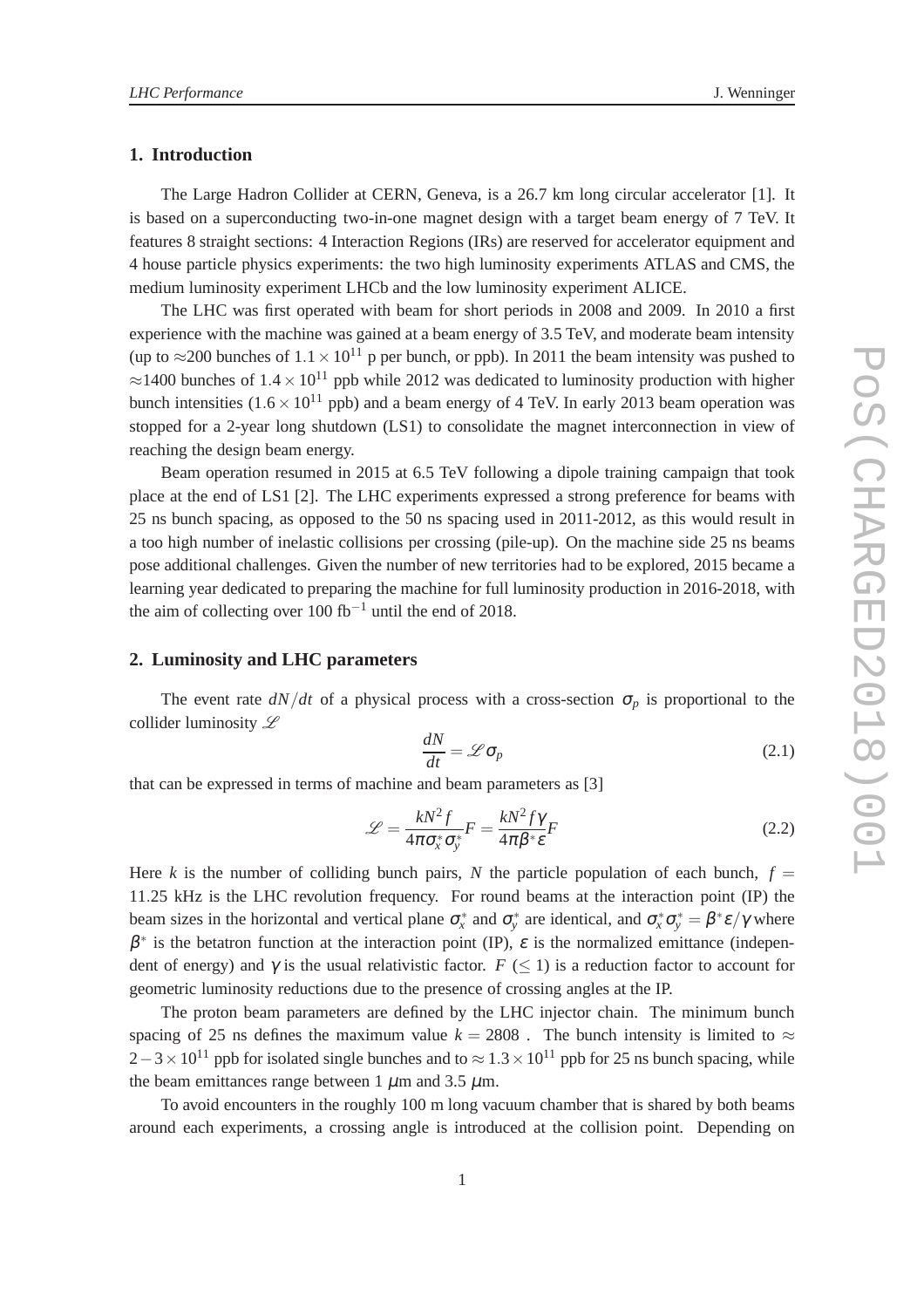## 1. Introduction

The Large Hadron Collider at CERN, Geneva, is a 26.7 km long circular accelerator [1]. It is based on a superconducting two-in-one magnet design with a target beam energy of 7 TeV. It features 8 straight sections: 4 Interaction Regions (IRs) are reserved for accelerator equipment and 4 house particle physics experiments: the two high luminosity experiments ATLAS and CMS, the medium luminosity experiment LHCb and the low luminosity experiment ALICE.

The LHC was first operated with beam for short periods in 2008 and 2009. In 2010 a first experience with the machine was gained at a beam energy of 3.5 TeV, and moderate beam intensity (up to ≈200 bunches of $1.1 \times 10^{11}$ p per bunch, or ppb). In 2011 the beam intensity was pushed to ≈1400 bunches of $1.4 \times 10^{11}$ ppb while 2012 was dedicated to luminosity production with higher bunch intensities ($1.6 \times 10^{11}$ ppb) and a beam energy of 4 TeV. In early 2013 beam operation was stopped for a 2-year long shutdown (LS1) to consolidate the magnet interconnection in view of reaching the design beam energy.

Beam operation resumed in 2015 at 6.5 TeV following a dipole training campaign that took place at the end of LS1 [2]. The LHC experiments expressed a strong preference for beams with 25 ns bunch spacing, as opposed to the 50 ns spacing used in 2011-2012, as this would result in a too high number of inelastic collisions per crossing (pile-up). On the machine side 25 ns beams pose additional challenges. Given the number of new territories had to be explored, 2015 became a learning year dedicated to preparing the machine for full luminosity production in 2016-2018, with the aim of collecting over 100 fb$^{-1}$ until the end of 2018.

## 2. Luminosity and LHC parameters

The event rate $dN/dt$ of a physical process with a cross-section $\sigma_p$ is proportional to the collider luminosity $\mathscr{L}$

$$\frac{dN}{dt} = \mathscr{L}\sigma_p \tag{2.1}$$

that can be expressed in terms of machine and beam parameters as [3]

$$\mathscr{L} = \frac{kN^2 f}{4\pi\sigma_x^*\sigma_y^*}F = \frac{kN^2 f\gamma}{4\pi\beta^*\varepsilon}F \tag{2.2}$$

Here $k$ is the number of colliding bunch pairs, $N$ the particle population of each bunch, $f = 11.25$ kHz is the LHC revolution frequency. For round beams at the interaction point (IP) the beam sizes in the horizontal and vertical plane $\sigma_x^*$ and $\sigma_y^*$ are identical, and $\sigma_x^*\sigma_y^* = \beta^*\varepsilon/\gamma$ where $\beta^*$ is the betatron function at the interaction point (IP), $\varepsilon$ is the normalized emittance (independent of energy) and $\gamma$ is the usual relativistic factor. $F$ ($\leq 1$) is a reduction factor to account for geometric luminosity reductions due to the presence of crossing angles at the IP.

The proton beam parameters are defined by the LHC injector chain. The minimum bunch spacing of 25 ns defines the maximum value $k = 2808$ . The bunch intensity is limited to $\approx 2-3 \times 10^{11}$ ppb for isolated single bunches and to $\approx 1.3 \times 10^{11}$ ppb for 25 ns bunch spacing, while the beam emittances range between 1 $\mu$m and 3.5 $\mu$m.

To avoid encounters in the roughly 100 m long vacuum chamber that is shared by both beams around each experiments, a crossing angle is introduced at the collision point. Depending on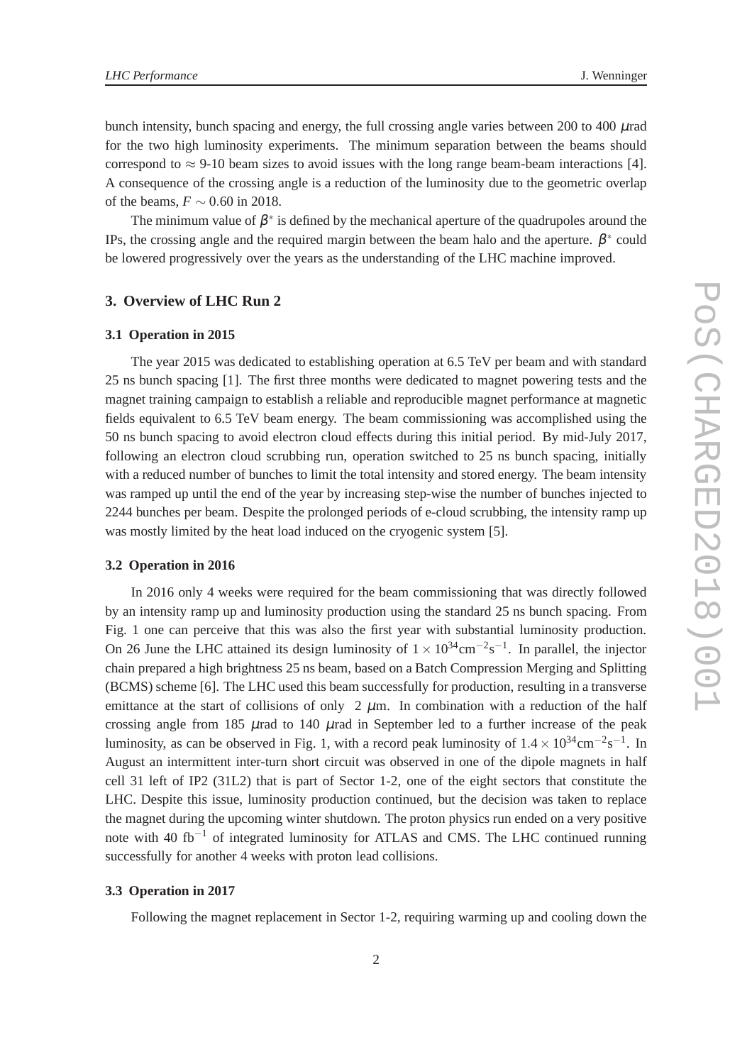bunch intensity, bunch spacing and energy, the full crossing angle varies between 200 to 400 $\mu$rad for the two high luminosity experiments. The minimum separation between the beams should correspond to $\approx$ 9-10 beam sizes to avoid issues with the long range beam-beam interactions [4]. A consequence of the crossing angle is a reduction of the luminosity due to the geometric overlap of the beams, $F \sim 0.60$ in 2018.

The minimum value of $\beta^*$ is defined by the mechanical aperture of the quadrupoles around the IPs, the crossing angle and the required margin between the beam halo and the aperture. $\beta^*$ could be lowered progressively over the years as the understanding of the LHC machine improved.

## 3. Overview of LHC Run 2

### 3.1 Operation in 2015

The year 2015 was dedicated to establishing operation at 6.5 TeV per beam and with standard 25 ns bunch spacing [1]. The first three months were dedicated to magnet powering tests and the magnet training campaign to establish a reliable and reproducible magnet performance at magnetic fields equivalent to 6.5 TeV beam energy. The beam commissioning was accomplished using the 50 ns bunch spacing to avoid electron cloud effects during this initial period. By mid-July 2017, following an electron cloud scrubbing run, operation switched to 25 ns bunch spacing, initially with a reduced number of bunches to limit the total intensity and stored energy. The beam intensity was ramped up until the end of the year by increasing step-wise the number of bunches injected to 2244 bunches per beam. Despite the prolonged periods of e-cloud scrubbing, the intensity ramp up was mostly limited by the heat load induced on the cryogenic system [5].

### 3.2 Operation in 2016

In 2016 only 4 weeks were required for the beam commissioning that was directly followed by an intensity ramp up and luminosity production using the standard 25 ns bunch spacing. From Fig. 1 one can perceive that this was also the first year with substantial luminosity production. On 26 June the LHC attained its design luminosity of $1 \times 10^{34}\mathrm{cm}^{-2}\mathrm{s}^{-1}$. In parallel, the injector chain prepared a high brightness 25 ns beam, based on a Batch Compression Merging and Splitting (BCMS) scheme [6]. The LHC used this beam successfully for production, resulting in a transverse emittance at the start of collisions of only 2 $\mu$m. In combination with a reduction of the half crossing angle from 185 $\mu$rad to 140 $\mu$rad in September led to a further increase of the peak luminosity, as can be observed in Fig. 1, with a record peak luminosity of $1.4 \times 10^{34}\mathrm{cm}^{-2}\mathrm{s}^{-1}$. In August an intermittent inter-turn short circuit was observed in one of the dipole magnets in half cell 31 left of IP2 (31L2) that is part of Sector 1-2, one of the eight sectors that constitute the LHC. Despite this issue, luminosity production continued, but the decision was taken to replace the magnet during the upcoming winter shutdown. The proton physics run ended on a very positive note with 40 $\mathrm{fb}^{-1}$ of integrated luminosity for ATLAS and CMS. The LHC continued running successfully for another 4 weeks with proton lead collisions.

### 3.3 Operation in 2017

Following the magnet replacement in Sector 1-2, requiring warming up and cooling down the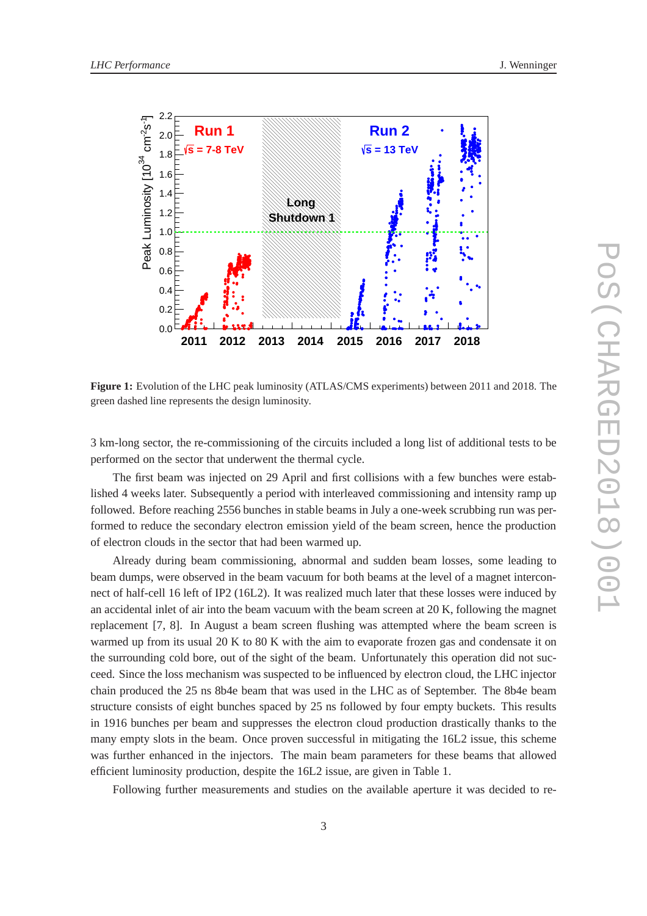**Figure 1:** Evolution of the LHC peak luminosity (ATLAS/CMS experiments) between 2011 and 2018. The green dashed line represents the design luminosity.

3 km-long sector, the re-commissioning of the circuits included a long list of additional tests to be performed on the sector that underwent the thermal cycle.

The first beam was injected on 29 April and first collisions with a few bunches were established 4 weeks later. Subsequently a period with interleaved commissioning and intensity ramp up followed. Before reaching 2556 bunches in stable beams in July a one-week scrubbing run was performed to reduce the secondary electron emission yield of the beam screen, hence the production of electron clouds in the sector that had been warmed up.

Already during beam commissioning, abnormal and sudden beam losses, some leading to beam dumps, were observed in the beam vacuum for both beams at the level of a magnet interconnect of half-cell 16 left of IP2 (16L2). It was realized much later that these losses were induced by an accidental inlet of air into the beam vacuum with the beam screen at 20 K, following the magnet replacement [7, 8]. In August a beam screen flushing was attempted where the beam screen is warmed up from its usual 20 K to 80 K with the aim to evaporate frozen gas and condensate it on the surrounding cold bore, out of the sight of the beam. Unfortunately this operation did not succeed. Since the loss mechanism was suspected to be influenced by electron cloud, the LHC injector chain produced the 25 ns 8b4e beam that was used in the LHC as of September. The 8b4e beam structure consists of eight bunches spaced by 25 ns followed by four empty buckets. This results in 1916 bunches per beam and suppresses the electron cloud production drastically thanks to the many empty slots in the beam. Once proven successful in mitigating the 16L2 issue, this scheme was further enhanced in the injectors. The main beam parameters for these beams that allowed efficient luminosity production, despite the 16L2 issue, are given in Table 1.

Following further measurements and studies on the available aperture it was decided to re-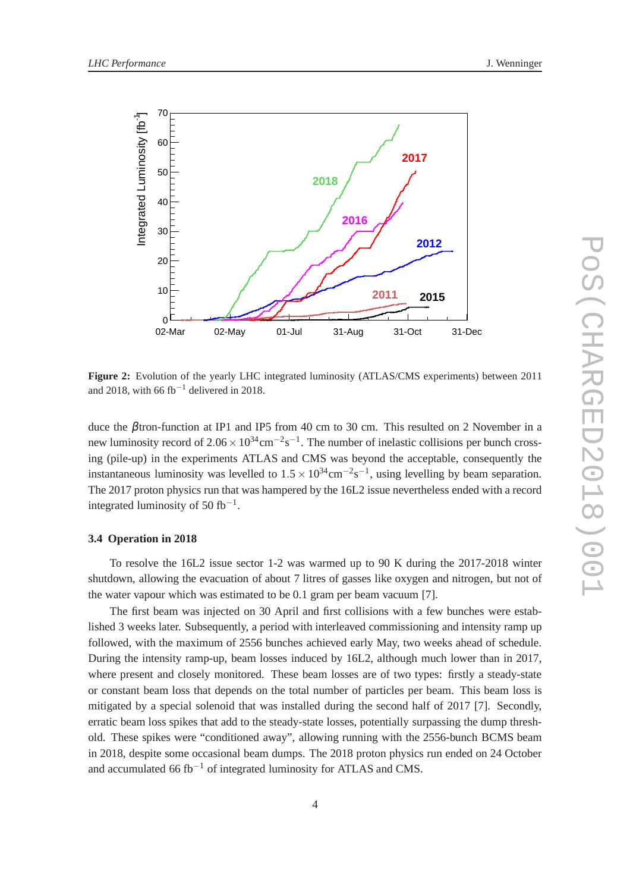**Figure 2:** Evolution of the yearly LHC integrated luminosity (ATLAS/CMS experiments) between 2011 and 2018, with 66 $fb^{-1}$ delivered in 2018.

duce the $\beta$tron-function at IP1 and IP5 from 40 cm to 30 cm. This resulted on 2 November in a new luminosity record of $2.06 \times 10^{34} cm^{-2}s^{-1}$. The number of inelastic collisions per bunch crossing (pile-up) in the experiments ATLAS and CMS was beyond the acceptable, consequently the instantaneous luminosity was levelled to $1.5 \times 10^{34} cm^{-2}s^{-1}$, using levelling by beam separation. The 2017 proton physics run that was hampered by the 16L2 issue nevertheless ended with a record integrated luminosity of 50 $fb^{-1}$.

### 3.4 Operation in 2018

To resolve the 16L2 issue sector 1-2 was warmed up to 90 K during the 2017-2018 winter shutdown, allowing the evacuation of about 7 litres of gasses like oxygen and nitrogen, but not of the water vapour which was estimated to be 0.1 gram per beam vacuum [7].

The first beam was injected on 30 April and first collisions with a few bunches were established 3 weeks later. Subsequently, a period with interleaved commissioning and intensity ramp up followed, with the maximum of 2556 bunches achieved early May, two weeks ahead of schedule. During the intensity ramp-up, beam losses induced by 16L2, although much lower than in 2017, where present and closely monitored. These beam losses are of two types: firstly a steady-state or constant beam loss that depends on the total number of particles per beam. This beam loss is mitigated by a special solenoid that was installed during the second half of 2017 [7]. Secondly, erratic beam loss spikes that add to the steady-state losses, potentially surpassing the dump threshold. These spikes were "conditioned away", allowing running with the 2556-bunch BCMS beam in 2018, despite some occasional beam dumps. The 2018 proton physics run ended on 24 October and accumulated 66 $fb^{-1}$ of integrated luminosity for ATLAS and CMS.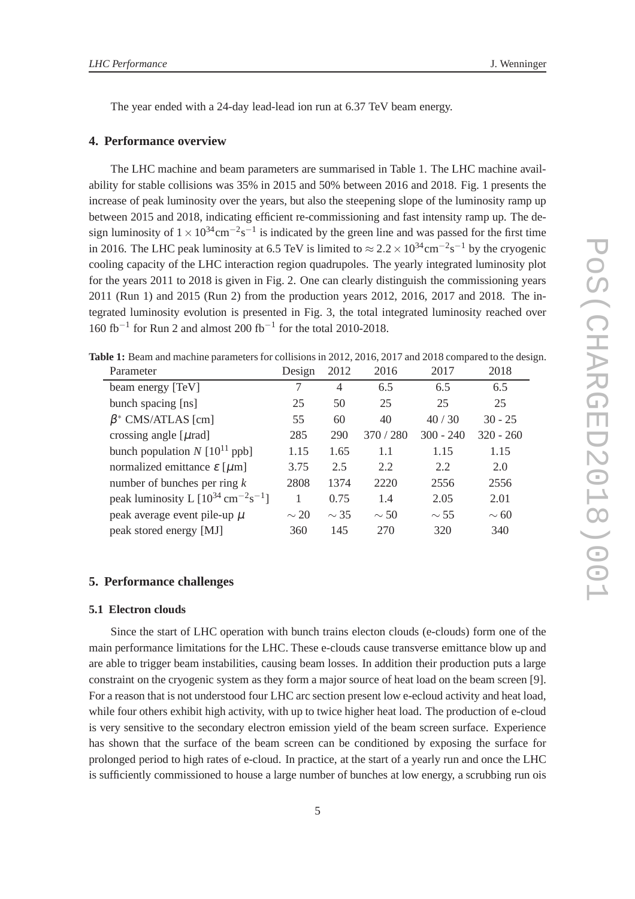The year ended with a 24-day lead-lead ion run at 6.37 TeV beam energy.

## 4. Performance overview

The LHC machine and beam parameters are summarised in Table 1. The LHC machine availability for stable collisions was 35% in 2015 and 50% between 2016 and 2018. Fig. 1 presents the increase of peak luminosity over the years, but also the steepening slope of the luminosity ramp up between 2015 and 2018, indicating efficient re-commissioning and fast intensity ramp up. The design luminosity of $1 \times 10^{34}\text{cm}^{-2}\text{s}^{-1}$ is indicated by the green line and was passed for the first time in 2016. The LHC peak luminosity at 6.5 TeV is limited to $\approx 2.2 \times 10^{34}\text{cm}^{-2}\text{s}^{-1}$ by the cryogenic cooling capacity of the LHC interaction region quadrupoles. The yearly integrated luminosity plot for the years 2011 to 2018 is given in Fig. 2. One can clearly distinguish the commissioning years 2011 (Run 1) and 2015 (Run 2) from the production years 2012, 2016, 2017 and 2018. The integrated luminosity evolution is presented in Fig. 3, the total integrated luminosity reached over 160 $\text{fb}^{-1}$ for Run 2 and almost 200 $\text{fb}^{-1}$ for the total 2010-2018.

**Table 1:** Beam and machine parameters for collisions in 2012, 2016, 2017 and 2018 compared to the design.

| Parameter | Design | 2012 | 2016 | 2017 | 2018 |
|---|---|---|---|---|---|
| beam energy [TeV] | 7 | 4 | 6.5 | 6.5 | 6.5 |
| bunch spacing [ns] | 25 | 50 | 25 | 25 | 25 |
| $\beta^*$ CMS/ATLAS [cm] | 55 | 60 | 40 | 40 / 30 | 30 - 25 |
| crossing angle [$\mu$rad] | 285 | 290 | 370 / 280 | 300 - 240 | 320 - 260 |
| bunch population $N$ [$10^{11}$ ppb] | 1.15 | 1.65 | 1.1 | 1.15 | 1.15 |
| normalized emittance $\varepsilon$ [$\mu$m] | 3.75 | 2.5 | 2.2 | 2.2 | 2.0 |
| number of bunches per ring $k$ | 2808 | 1374 | 2220 | 2556 | 2556 |
| peak luminosity L [$10^{34}$ $\text{cm}^{-2}\text{s}^{-1}$] | 1 | 0.75 | 1.4 | 2.05 | 2.01 |
| peak average event pile-up $\mu$ | $\sim 20$ | $\sim 35$ | $\sim 50$ | $\sim 55$ | $\sim 60$ |
| peak stored energy [MJ] | 360 | 145 | 270 | 320 | 340 |

## 5. Performance challenges

### 5.1 Electron clouds

Since the start of LHC operation with bunch trains electon clouds (e-clouds) form one of the main performance limitations for the LHC. These e-clouds cause transverse emittance blow up and are able to trigger beam instabilities, causing beam losses. In addition their production puts a large constraint on the cryogenic system as they form a major source of heat load on the beam screen [9]. For a reason that is not understood four LHC arc section present low e-ecloud activity and heat load, while four others exhibit high activity, with up to twice higher heat load. The production of e-cloud is very sensitive to the secondary electron emission yield of the beam screen surface. Experience has shown that the surface of the beam screen can be conditioned by exposing the surface for prolonged period to high rates of e-cloud. In practice, at the start of a yearly run and once the LHC is sufficiently commissioned to house a large number of bunches at low energy, a scrubbing run ois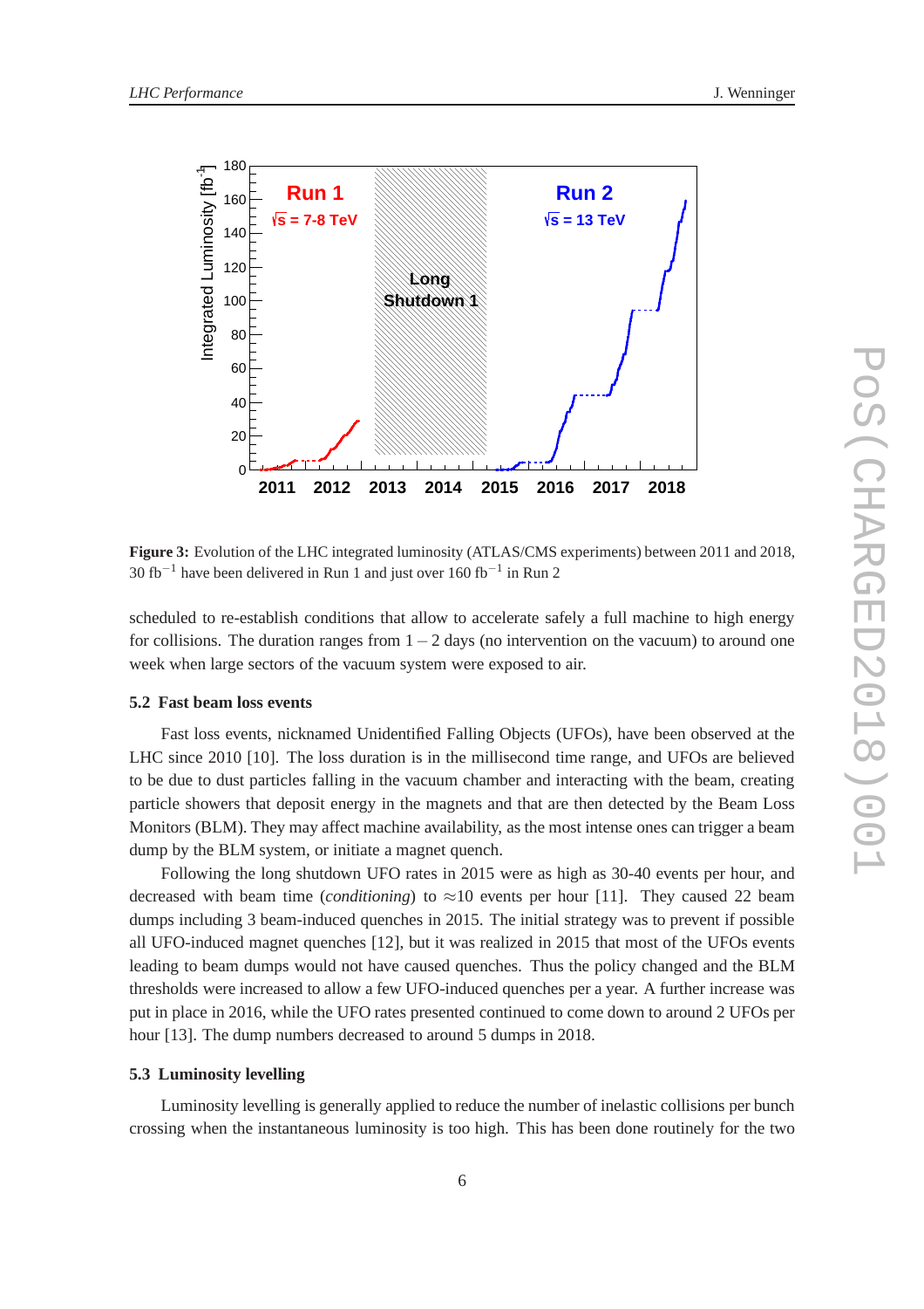**Figure 3:** Evolution of the LHC integrated luminosity (ATLAS/CMS experiments) between 2011 and 2018, 30 fb$^{-1}$ have been delivered in Run 1 and just over 160 fb$^{-1}$ in Run 2

scheduled to re-establish conditions that allow to accelerate safely a full machine to high energy for collisions. The duration ranges from $1-2$ days (no intervention on the vacuum) to around one week when large sectors of the vacuum system were exposed to air.

### 5.2 Fast beam loss events

Fast loss events, nicknamed Unidentified Falling Objects (UFOs), have been observed at the LHC since 2010 [10]. The loss duration is in the millisecond time range, and UFOs are believed to be due to dust particles falling in the vacuum chamber and interacting with the beam, creating particle showers that deposit energy in the magnets and that are then detected by the Beam Loss Monitors (BLM). They may affect machine availability, as the most intense ones can trigger a beam dump by the BLM system, or initiate a magnet quench.

Following the long shutdown UFO rates in 2015 were as high as 30-40 events per hour, and decreased with beam time (*conditioning*) to $\approx$10 events per hour [11]. They caused 22 beam dumps including 3 beam-induced quenches in 2015. The initial strategy was to prevent if possible all UFO-induced magnet quenches [12], but it was realized in 2015 that most of the UFOs events leading to beam dumps would not have caused quenches. Thus the policy changed and the BLM thresholds were increased to allow a few UFO-induced quenches per a year. A further increase was put in place in 2016, while the UFO rates presented continued to come down to around 2 UFOs per hour [13]. The dump numbers decreased to around 5 dumps in 2018.

### 5.3 Luminosity levelling

Luminosity levelling is generally applied to reduce the number of inelastic collisions per bunch crossing when the instantaneous luminosity is too high. This has been done routinely for the two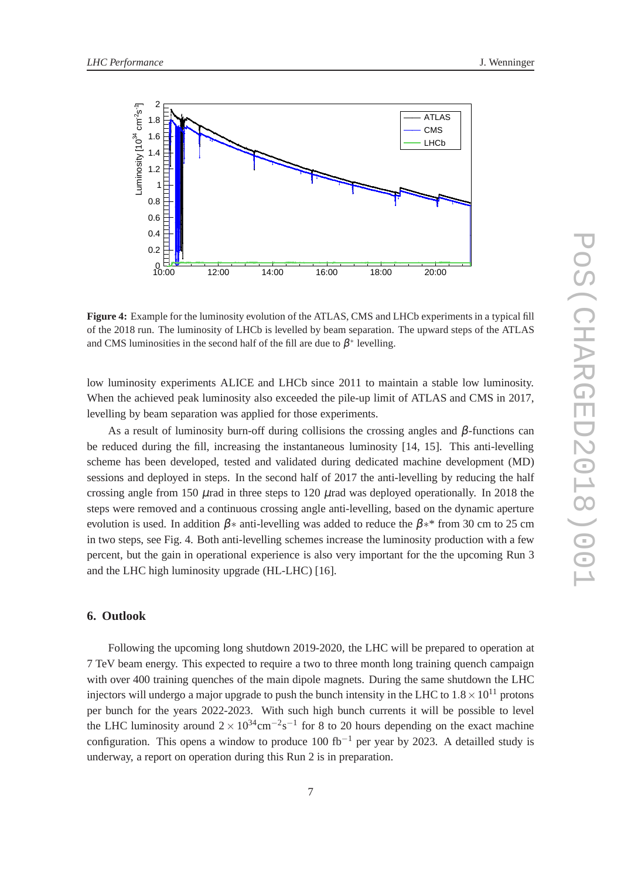**Figure 4:** Example for the luminosity evolution of the ATLAS, CMS and LHCb experiments in a typical fill of the 2018 run. The luminosity of LHCb is levelled by beam separation. The upward steps of the ATLAS and CMS luminosities in the second half of the fill are due to $\beta^*$ levelling.

low luminosity experiments ALICE and LHCb since 2011 to maintain a stable low luminosity. When the achieved peak luminosity also exceeded the pile-up limit of ATLAS and CMS in 2017, levelling by beam separation was applied for those experiments.

As a result of luminosity burn-off during collisions the crossing angles and $\beta$-functions can be reduced during the fill, increasing the instantaneous luminosity [14, 15]. This anti-levelling scheme has been developed, tested and validated during dedicated machine development (MD) sessions and deployed in steps. In the second half of 2017 the anti-levelling by reducing the half crossing angle from 150 $\mu$rad in three steps to 120 $\mu$rad was deployed operationally. In 2018 the steps were removed and a continuous crossing angle anti-levelling, based on the dynamic aperture evolution is used. In addition $\beta*$ anti-levelling was added to reduce the $\beta**$ from 30 cm to 25 cm in two steps, see Fig. 4. Both anti-levelling schemes increase the luminosity production with a few percent, but the gain in operational experience is also very important for the the upcoming Run 3 and the LHC high luminosity upgrade (HL-LHC) [16].

## 6. Outlook

Following the upcoming long shutdown 2019-2020, the LHC will be prepared to operation at 7 TeV beam energy. This expected to require a two to three month long training quench campaign with over 400 training quenches of the main dipole magnets. During the same shutdown the LHC injectors will undergo a major upgrade to push the bunch intensity in the LHC to $1.8 \times 10^{11}$ protons per bunch for the years 2022-2023. With such high bunch currents it will be possible to level the LHC luminosity around $2 \times 10^{34}\text{cm}^{-2}\text{s}^{-1}$ for 8 to 20 hours depending on the exact machine configuration. This opens a window to produce 100 fb$^{-1}$ per year by 2023. A detailled study is underway, a report on operation during this Run 2 is in preparation.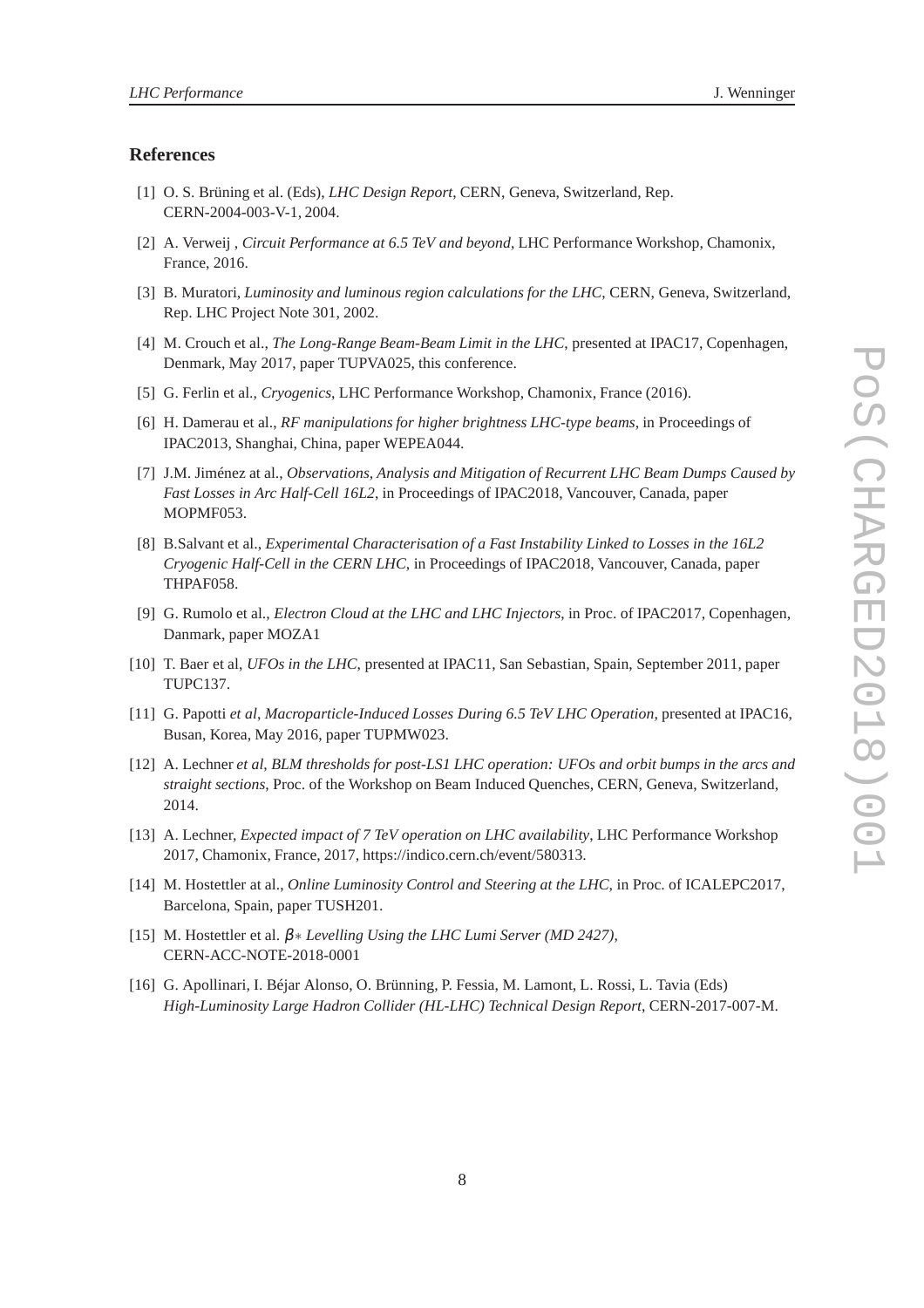## References

[1] O. S. Brüning et al. (Eds), *LHC Design Report*, CERN, Geneva, Switzerland, Rep. CERN-2004-003-V-1, 2004.

[2] A. Verweij , *Circuit Performance at 6.5 TeV and beyond*, LHC Performance Workshop, Chamonix, France, 2016.

[3] B. Muratori, *Luminosity and luminous region calculations for the LHC*, CERN, Geneva, Switzerland, Rep. LHC Project Note 301, 2002.

[4] M. Crouch et al., *The Long-Range Beam-Beam Limit in the LHC*, presented at IPAC17, Copenhagen, Denmark, May 2017, paper TUPVA025, this conference.

[5] G. Ferlin et al., *Cryogenics*, LHC Performance Workshop, Chamonix, France (2016).

[6] H. Damerau et al., *RF manipulations for higher brightness LHC-type beams*, in Proceedings of IPAC2013, Shanghai, China, paper WEPEA044.

[7] J.M. Jiménez at al., *Observations, Analysis and Mitigation of Recurrent LHC Beam Dumps Caused by Fast Losses in Arc Half-Cell 16L2*, in Proceedings of IPAC2018, Vancouver, Canada, paper MOPMF053.

[8] B.Salvant et al., *Experimental Characterisation of a Fast Instability Linked to Losses in the 16L2 Cryogenic Half-Cell in the CERN LHC*, in Proceedings of IPAC2018, Vancouver, Canada, paper THPAF058.

[9] G. Rumolo et al., *Electron Cloud at the LHC and LHC Injectors*, in Proc. of IPAC2017, Copenhagen, Danmark, paper MOZA1

[10] T. Baer et al, *UFOs in the LHC*, presented at IPAC11, San Sebastian, Spain, September 2011, paper TUPC137.

[11] G. Papotti *et al*, *Macroparticle-Induced Losses During 6.5 TeV LHC Operation*, presented at IPAC16, Busan, Korea, May 2016, paper TUPMW023.

[12] A. Lechner *et al*, *BLM thresholds for post-LS1 LHC operation: UFOs and orbit bumps in the arcs and straight sections*, Proc. of the Workshop on Beam Induced Quenches, CERN, Geneva, Switzerland, 2014.

[13] A. Lechner, *Expected impact of 7 TeV operation on LHC availability*, LHC Performance Workshop 2017, Chamonix, France, 2017, https://indico.cern.ch/event/580313.

[14] M. Hostettler at al., *Online Luminosity Control and Steering at the LHC*, in Proc. of ICALEPC2017, Barcelona, Spain, paper TUSH201.

[15] M. Hostettler et al. *$\beta*$ Levelling Using the LHC Lumi Server (MD 2427)*, CERN-ACC-NOTE-2018-0001

[16] G. Apollinari, I. Béjar Alonso, O. Brünning, P. Fessia, M. Lamont, L. Rossi, L. Tavia (Eds) *High-Luminosity Large Hadron Collider (HL-LHC) Technical Design Report*, CERN-2017-007-M.